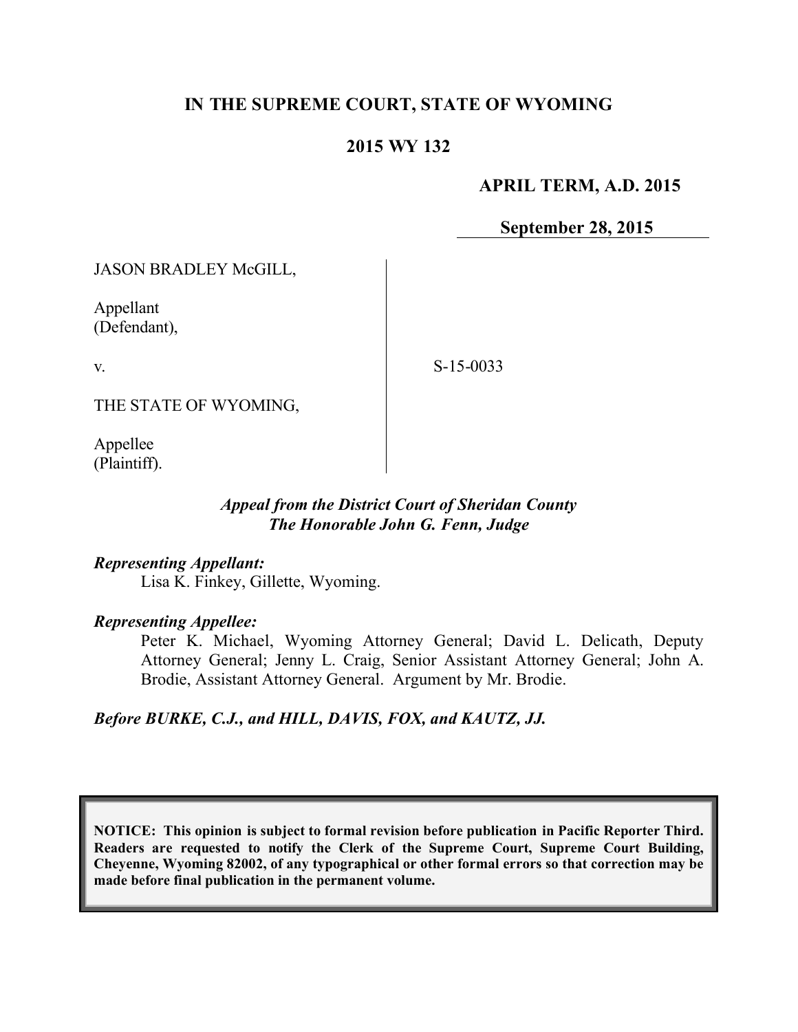**IN THE SUPREME COURT, STATE OF WYOMING**

**2015 WY 132**

**APRIL TERM, A.D. 2015**

**September 28, 2015**

JASON BRADLEY McGILL,

Appellant
(Defendant),

v.

S-15-0033

THE STATE OF WYOMING,

Appellee
(Plaintiff).

*Appeal from the District Court of Sheridan County*
*The Honorable John G. Fenn, Judge*

***Representing Appellant:***
Lisa K. Finkey, Gillette, Wyoming.

***Representing Appellee:***
Peter K. Michael, Wyoming Attorney General; David L. Delicath, Deputy Attorney General; Jenny L. Craig, Senior Assistant Attorney General; John A. Brodie, Assistant Attorney General. Argument by Mr. Brodie.

***Before BURKE, C.J., and HILL, DAVIS, FOX, and KAUTZ, JJ.***

**NOTICE: This opinion is subject to formal revision before publication in Pacific Reporter Third. Readers are requested to notify the Clerk of the Supreme Court, Supreme Court Building, Cheyenne, Wyoming 82002, of any typographical or other formal errors so that correction may be made before final publication in the permanent volume.**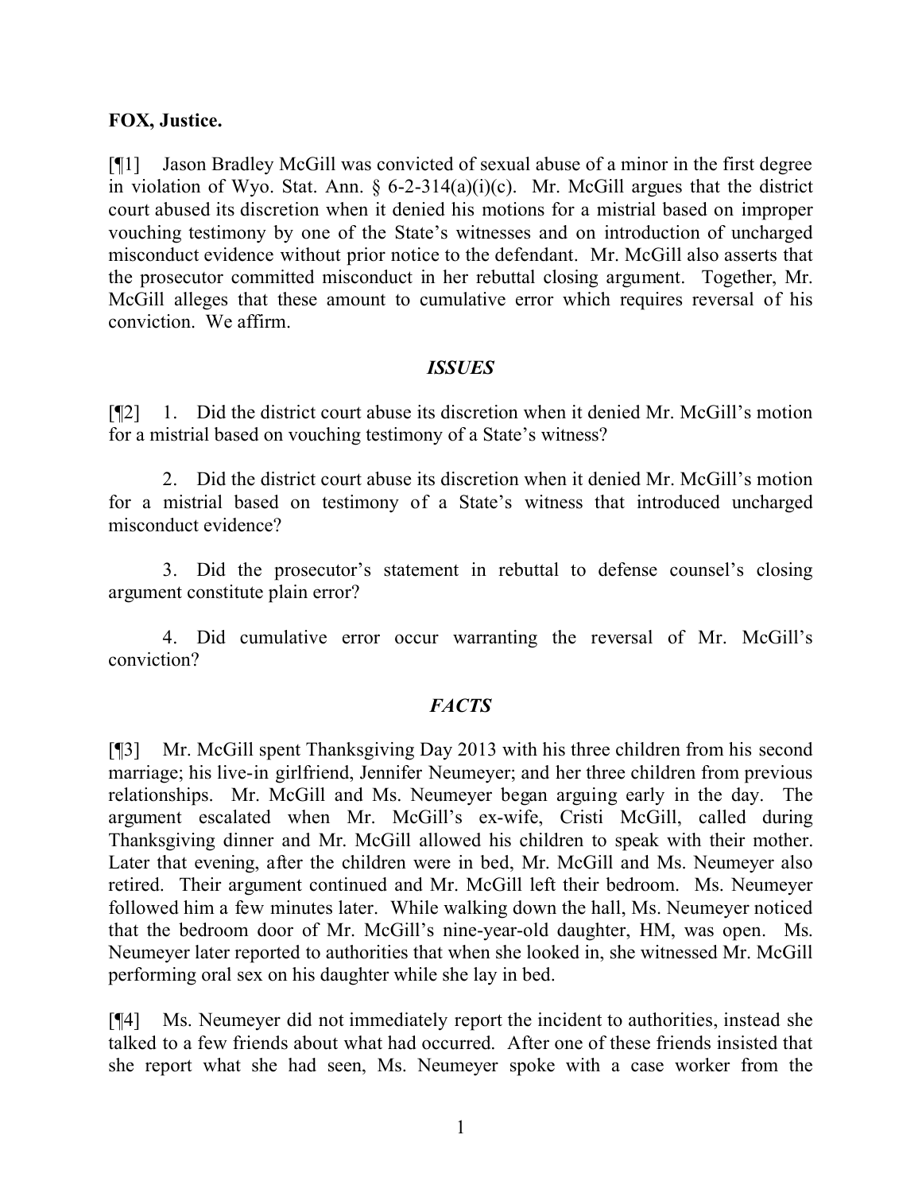**FOX, Justice.**

[¶1] Jason Bradley McGill was convicted of sexual abuse of a minor in the first degree in violation of Wyo. Stat. Ann. § 6-2-314(a)(i)(c). Mr. McGill argues that the district court abused its discretion when it denied his motions for a mistrial based on improper vouching testimony by one of the State's witnesses and on introduction of uncharged misconduct evidence without prior notice to the defendant. Mr. McGill also asserts that the prosecutor committed misconduct in her rebuttal closing argument. Together, Mr. McGill alleges that these amount to cumulative error which requires reversal of his conviction. We affirm.

## *ISSUES*

[¶2] 1. Did the district court abuse its discretion when it denied Mr. McGill's motion for a mistrial based on vouching testimony of a State's witness?

2. Did the district court abuse its discretion when it denied Mr. McGill's motion for a mistrial based on testimony of a State's witness that introduced uncharged misconduct evidence?

3. Did the prosecutor's statement in rebuttal to defense counsel's closing argument constitute plain error?

4. Did cumulative error occur warranting the reversal of Mr. McGill's conviction?

## *FACTS*

[¶3] Mr. McGill spent Thanksgiving Day 2013 with his three children from his second marriage; his live-in girlfriend, Jennifer Neumeyer; and her three children from previous relationships. Mr. McGill and Ms. Neumeyer began arguing early in the day. The argument escalated when Mr. McGill's ex-wife, Cristi McGill, called during Thanksgiving dinner and Mr. McGill allowed his children to speak with their mother. Later that evening, after the children were in bed, Mr. McGill and Ms. Neumeyer also retired. Their argument continued and Mr. McGill left their bedroom. Ms. Neumeyer followed him a few minutes later. While walking down the hall, Ms. Neumeyer noticed that the bedroom door of Mr. McGill's nine-year-old daughter, HM, was open. Ms. Neumeyer later reported to authorities that when she looked in, she witnessed Mr. McGill performing oral sex on his daughter while she lay in bed.

[¶4] Ms. Neumeyer did not immediately report the incident to authorities, instead she talked to a few friends about what had occurred. After one of these friends insisted that she report what she had seen, Ms. Neumeyer spoke with a case worker from the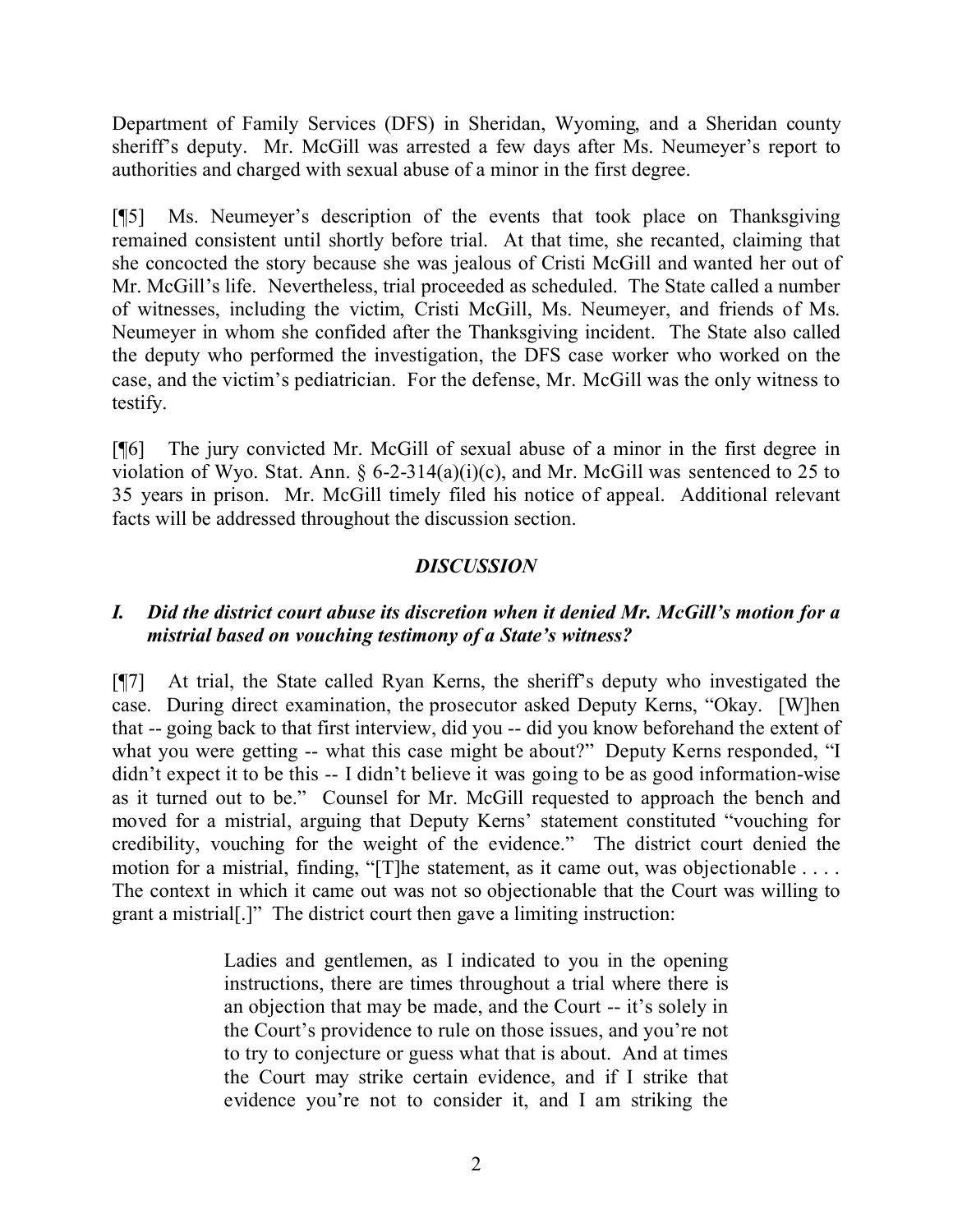Department of Family Services (DFS) in Sheridan, Wyoming, and a Sheridan county sheriff's deputy. Mr. McGill was arrested a few days after Ms. Neumeyer's report to authorities and charged with sexual abuse of a minor in the first degree.

[¶5] Ms. Neumeyer's description of the events that took place on Thanksgiving remained consistent until shortly before trial. At that time, she recanted, claiming that she concocted the story because she was jealous of Cristi McGill and wanted her out of Mr. McGill's life. Nevertheless, trial proceeded as scheduled. The State called a number of witnesses, including the victim, Cristi McGill, Ms. Neumeyer, and friends of Ms. Neumeyer in whom she confided after the Thanksgiving incident. The State also called the deputy who performed the investigation, the DFS case worker who worked on the case, and the victim's pediatrician. For the defense, Mr. McGill was the only witness to testify.

[¶6] The jury convicted Mr. McGill of sexual abuse of a minor in the first degree in violation of Wyo. Stat. Ann. § 6-2-314(a)(i)(c), and Mr. McGill was sentenced to 25 to 35 years in prison. Mr. McGill timely filed his notice of appeal. Additional relevant facts will be addressed throughout the discussion section.

## *DISCUSSION*

### *I. Did the district court abuse its discretion when it denied Mr. McGill's motion for a mistrial based on vouching testimony of a State's witness?*

[¶7] At trial, the State called Ryan Kerns, the sheriff's deputy who investigated the case. During direct examination, the prosecutor asked Deputy Kerns, "Okay. [W]hen that -- going back to that first interview, did you -- did you know beforehand the extent of what you were getting -- what this case might be about?" Deputy Kerns responded, "I didn't expect it to be this -- I didn't believe it was going to be as good information-wise as it turned out to be." Counsel for Mr. McGill requested to approach the bench and moved for a mistrial, arguing that Deputy Kerns' statement constituted "vouching for credibility, vouching for the weight of the evidence." The district court denied the motion for a mistrial, finding, "[T]he statement, as it came out, was objectionable . . . . The context in which it came out was not so objectionable that the Court was willing to grant a mistrial[.]" The district court then gave a limiting instruction:

> Ladies and gentlemen, as I indicated to you in the opening instructions, there are times throughout a trial where there is an objection that may be made, and the Court -- it's solely in the Court's providence to rule on those issues, and you're not to try to conjecture or guess what that is about. And at times the Court may strike certain evidence, and if I strike that evidence you're not to consider it, and I am striking the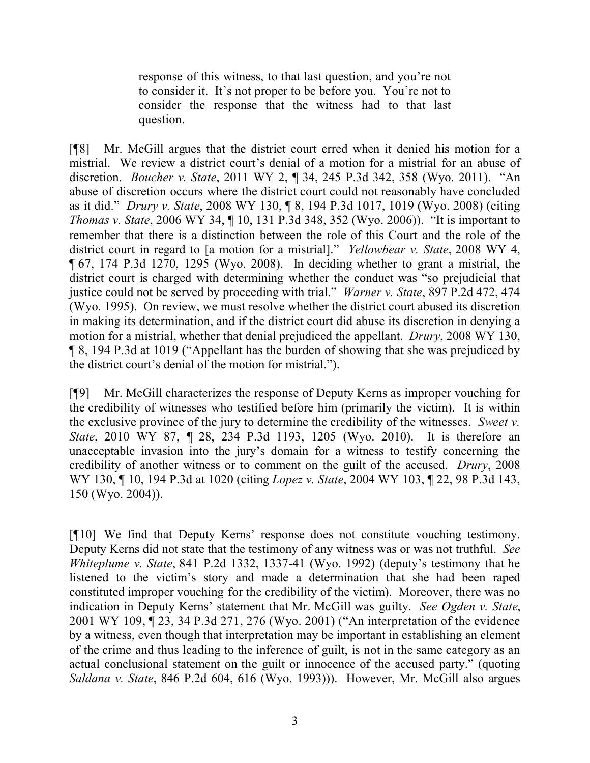> response of this witness, to that last question, and you're not to consider it. It's not proper to be before you. You're not to consider the response that the witness had to that last question.

[¶8] Mr. McGill argues that the district court erred when it denied his motion for a mistrial. We review a district court's denial of a motion for a mistrial for an abuse of discretion. *Boucher v. State*, 2011 WY 2, ¶ 34, 245 P.3d 342, 358 (Wyo. 2011). "An abuse of discretion occurs where the district court could not reasonably have concluded as it did." *Drury v. State*, 2008 WY 130, ¶ 8, 194 P.3d 1017, 1019 (Wyo. 2008) (citing *Thomas v. State*, 2006 WY 34, ¶ 10, 131 P.3d 348, 352 (Wyo. 2006)). "It is important to remember that there is a distinction between the role of this Court and the role of the district court in regard to [a motion for a mistrial]." *Yellowbear v. State*, 2008 WY 4, ¶ 67, 174 P.3d 1270, 1295 (Wyo. 2008). In deciding whether to grant a mistrial, the district court is charged with determining whether the conduct was "so prejudicial that justice could not be served by proceeding with trial." *Warner v. State*, 897 P.2d 472, 474 (Wyo. 1995). On review, we must resolve whether the district court abused its discretion in making its determination, and if the district court did abuse its discretion in denying a motion for a mistrial, whether that denial prejudiced the appellant. *Drury*, 2008 WY 130, ¶ 8, 194 P.3d at 1019 ("Appellant has the burden of showing that she was prejudiced by the district court's denial of the motion for mistrial.").

[¶9] Mr. McGill characterizes the response of Deputy Kerns as improper vouching for the credibility of witnesses who testified before him (primarily the victim). It is within the exclusive province of the jury to determine the credibility of the witnesses. *Sweet v. State*, 2010 WY 87, ¶ 28, 234 P.3d 1193, 1205 (Wyo. 2010). It is therefore an unacceptable invasion into the jury's domain for a witness to testify concerning the credibility of another witness or to comment on the guilt of the accused. *Drury*, 2008 WY 130, ¶ 10, 194 P.3d at 1020 (citing *Lopez v. State*, 2004 WY 103, ¶ 22, 98 P.3d 143, 150 (Wyo. 2004)).

[¶10] We find that Deputy Kerns' response does not constitute vouching testimony. Deputy Kerns did not state that the testimony of any witness was or was not truthful. *See Whiteplume v. State*, 841 P.2d 1332, 1337-41 (Wyo. 1992) (deputy's testimony that he listened to the victim's story and made a determination that she had been raped constituted improper vouching for the credibility of the victim). Moreover, there was no indication in Deputy Kerns' statement that Mr. McGill was guilty. *See Ogden v. State*, 2001 WY 109, ¶ 23, 34 P.3d 271, 276 (Wyo. 2001) ("An interpretation of the evidence by a witness, even though that interpretation may be important in establishing an element of the crime and thus leading to the inference of guilt, is not in the same category as an actual conclusional statement on the guilt or innocence of the accused party." (quoting *Saldana v. State*, 846 P.2d 604, 616 (Wyo. 1993))). However, Mr. McGill also argues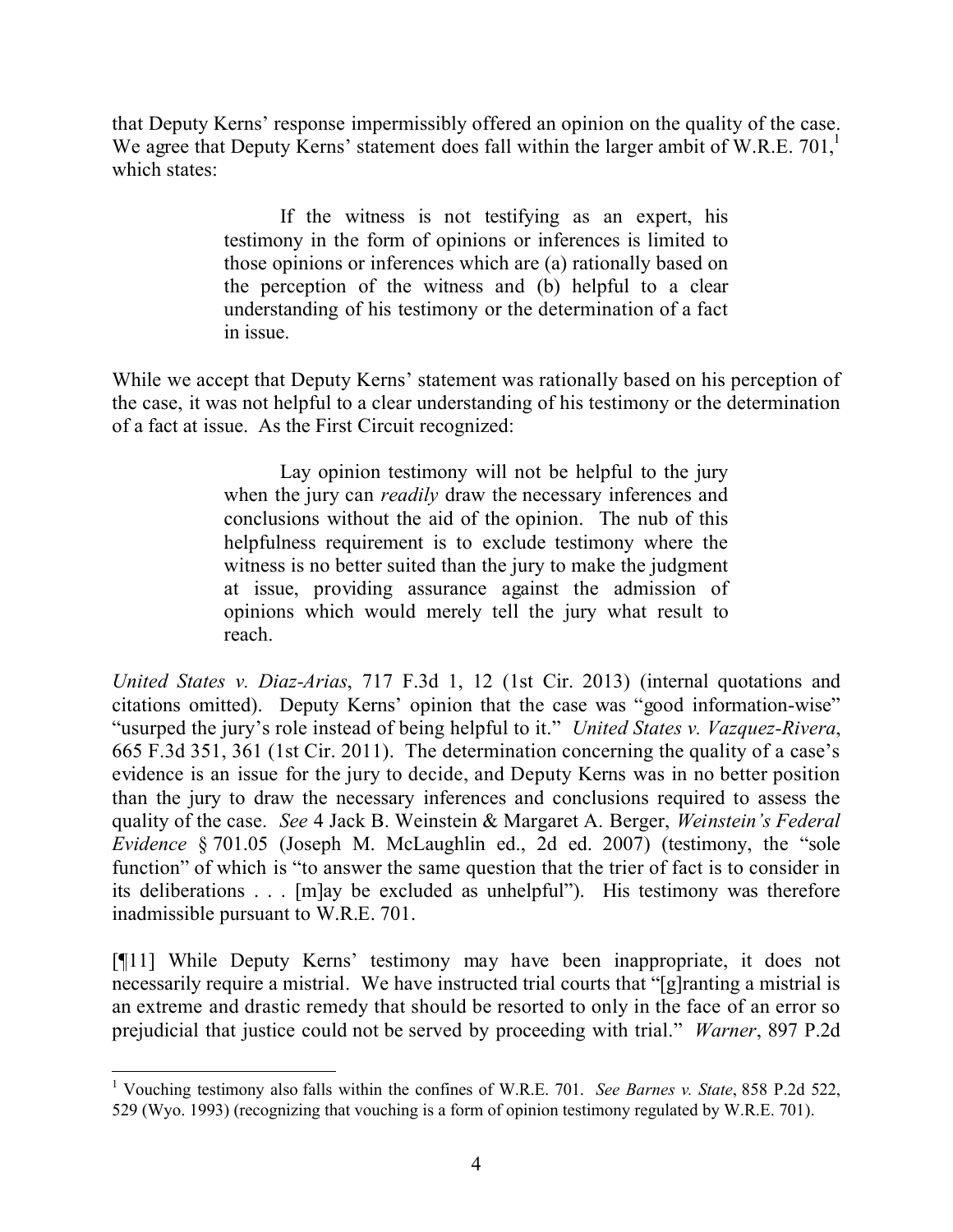that Deputy Kerns' response impermissibly offered an opinion on the quality of the case. We agree that Deputy Kerns' statement does fall within the larger ambit of W.R.E. 701,[1] which states:

> If the witness is not testifying as an expert, his testimony in the form of opinions or inferences is limited to those opinions or inferences which are (a) rationally based on the perception of the witness and (b) helpful to a clear understanding of his testimony or the determination of a fact in issue.

While we accept that Deputy Kerns' statement was rationally based on his perception of the case, it was not helpful to a clear understanding of his testimony or the determination of a fact at issue. As the First Circuit recognized:

> Lay opinion testimony will not be helpful to the jury when the jury can *readily* draw the necessary inferences and conclusions without the aid of the opinion. The nub of this helpfulness requirement is to exclude testimony where the witness is no better suited than the jury to make the judgment at issue, providing assurance against the admission of opinions which would merely tell the jury what result to reach.

*United States v. Diaz-Arias*, 717 F.3d 1, 12 (1st Cir. 2013) (internal quotations and citations omitted). Deputy Kerns' opinion that the case was "good information-wise" "usurped the jury's role instead of being helpful to it." *United States v. Vazquez-Rivera*, 665 F.3d 351, 361 (1st Cir. 2011). The determination concerning the quality of a case's evidence is an issue for the jury to decide, and Deputy Kerns was in no better position than the jury to draw the necessary inferences and conclusions required to assess the quality of the case. *See* 4 Jack B. Weinstein & Margaret A. Berger, *Weinstein's Federal Evidence* § 701.05 (Joseph M. McLaughlin ed., 2d ed. 2007) (testimony, the "sole function" of which is "to answer the same question that the trier of fact is to consider in its deliberations . . . [m]ay be excluded as unhelpful"). His testimony was therefore inadmissible pursuant to W.R.E. 701.

[¶11] While Deputy Kerns' testimony may have been inappropriate, it does not necessarily require a mistrial. We have instructed trial courts that "[g]ranting a mistrial is an extreme and drastic remedy that should be resorted to only in the face of an error so prejudicial that justice could not be served by proceeding with trial." *Warner*, 897 P.2d

---

[1] Vouching testimony also falls within the confines of W.R.E. 701. *See Barnes v. State*, 858 P.2d 522, 529 (Wyo. 1993) (recognizing that vouching is a form of opinion testimony regulated by W.R.E. 701).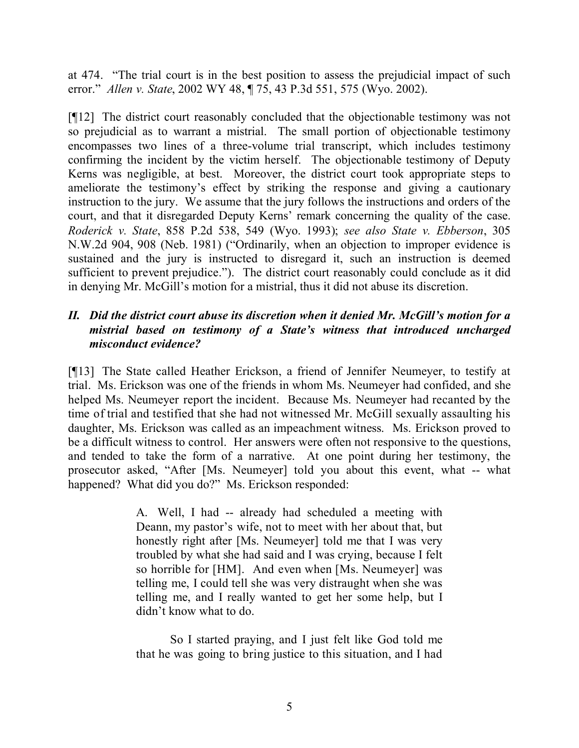at 474. "The trial court is in the best position to assess the prejudicial impact of such error." *Allen v. State*, 2002 WY 48, ¶ 75, 43 P.3d 551, 575 (Wyo. 2002).

[¶12] The district court reasonably concluded that the objectionable testimony was not so prejudicial as to warrant a mistrial. The small portion of objectionable testimony encompasses two lines of a three-volume trial transcript, which includes testimony confirming the incident by the victim herself. The objectionable testimony of Deputy Kerns was negligible, at best. Moreover, the district court took appropriate steps to ameliorate the testimony's effect by striking the response and giving a cautionary instruction to the jury. We assume that the jury follows the instructions and orders of the court, and that it disregarded Deputy Kerns' remark concerning the quality of the case. *Roderick v. State*, 858 P.2d 538, 549 (Wyo. 1993); *see also State v. Ebberson*, 305 N.W.2d 904, 908 (Neb. 1981) ("Ordinarily, when an objection to improper evidence is sustained and the jury is instructed to disregard it, such an instruction is deemed sufficient to prevent prejudice."). The district court reasonably could conclude as it did in denying Mr. McGill's motion for a mistrial, thus it did not abuse its discretion.

## *II. Did the district court abuse its discretion when it denied Mr. McGill's motion for a mistrial based on testimony of a State's witness that introduced uncharged misconduct evidence?*

[¶13] The State called Heather Erickson, a friend of Jennifer Neumeyer, to testify at trial. Ms. Erickson was one of the friends in whom Ms. Neumeyer had confided, and she helped Ms. Neumeyer report the incident. Because Ms. Neumeyer had recanted by the time of trial and testified that she had not witnessed Mr. McGill sexually assaulting his daughter, Ms. Erickson was called as an impeachment witness. Ms. Erickson proved to be a difficult witness to control. Her answers were often not responsive to the questions, and tended to take the form of a narrative. At one point during her testimony, the prosecutor asked, "After [Ms. Neumeyer] told you about this event, what -- what happened? What did you do?" Ms. Erickson responded:

> A. Well, I had -- already had scheduled a meeting with Deann, my pastor's wife, not to meet with her about that, but honestly right after [Ms. Neumeyer] told me that I was very troubled by what she had said and I was crying, because I felt so horrible for [HM]. And even when [Ms. Neumeyer] was telling me, I could tell she was very distraught when she was telling me, and I really wanted to get her some help, but I didn't know what to do.
>
> So I started praying, and I just felt like God told me that he was going to bring justice to this situation, and I had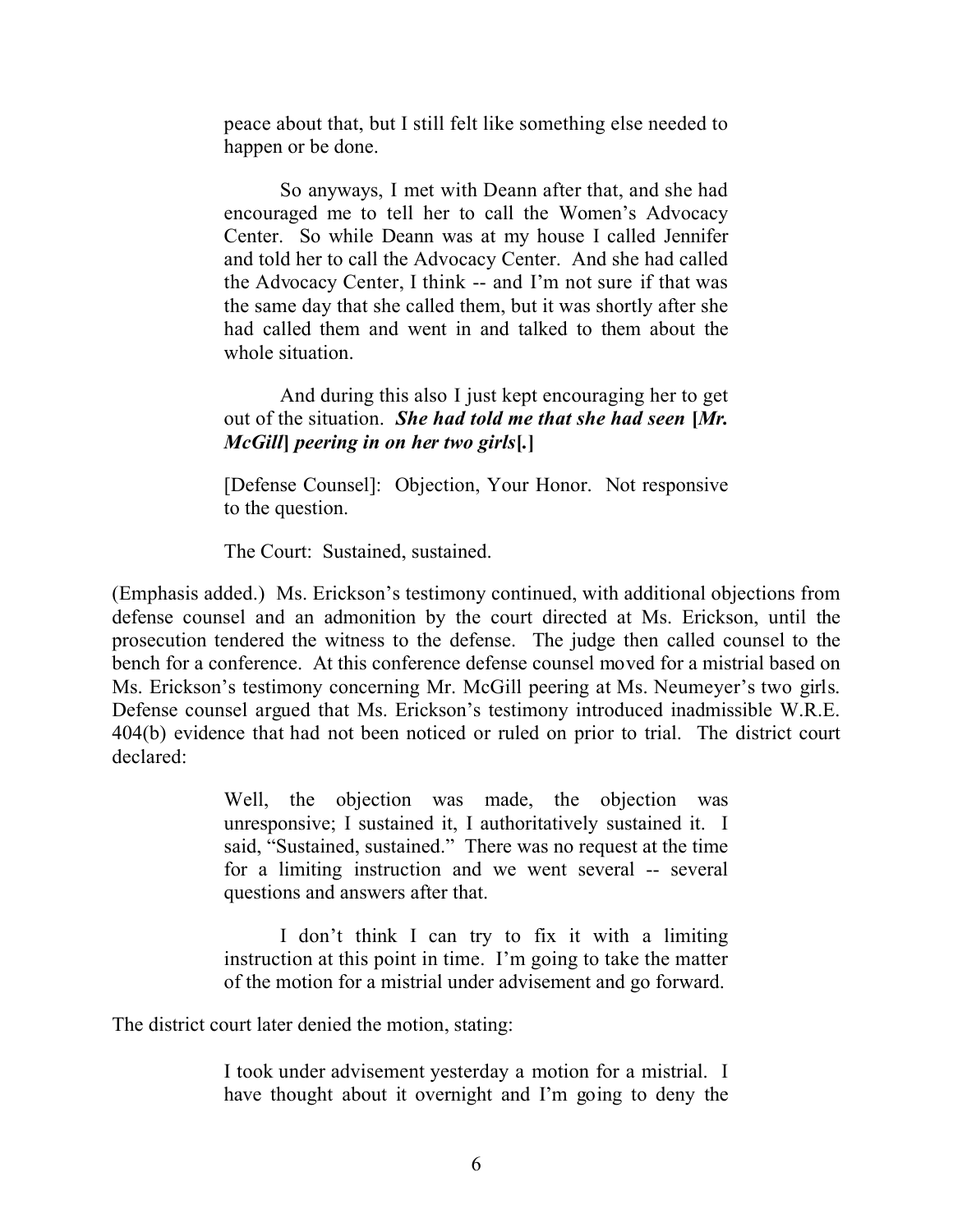> peace about that, but I still felt like something else needed to happen or be done.
>
> So anyways, I met with Deann after that, and she had encouraged me to tell her to call the Women's Advocacy Center. So while Deann was at my house I called Jennifer and told her to call the Advocacy Center. And she had called the Advocacy Center, I think -- and I'm not sure if that was the same day that she called them, but it was shortly after she had called them and went in and talked to them about the whole situation.
>
> And during this also I just kept encouraging her to get out of the situation. ***She had told me that she had seen* [*Mr. McGill*] *peering in on her two girls*[.]**
>
> [Defense Counsel]: Objection, Your Honor. Not responsive to the question.
>
> The Court: Sustained, sustained.

(Emphasis added.) Ms. Erickson's testimony continued, with additional objections from defense counsel and an admonition by the court directed at Ms. Erickson, until the prosecution tendered the witness to the defense. The judge then called counsel to the bench for a conference. At this conference defense counsel moved for a mistrial based on Ms. Erickson's testimony concerning Mr. McGill peering at Ms. Neumeyer's two girls. Defense counsel argued that Ms. Erickson's testimony introduced inadmissible W.R.E. 404(b) evidence that had not been noticed or ruled on prior to trial. The district court declared:

> Well, the objection was made, the objection was unresponsive; I sustained it, I authoritatively sustained it. I said, "Sustained, sustained." There was no request at the time for a limiting instruction and we went several -- several questions and answers after that.
>
> I don't think I can try to fix it with a limiting instruction at this point in time. I'm going to take the matter of the motion for a mistrial under advisement and go forward.

The district court later denied the motion, stating:

> I took under advisement yesterday a motion for a mistrial. I have thought about it overnight and I'm going to deny the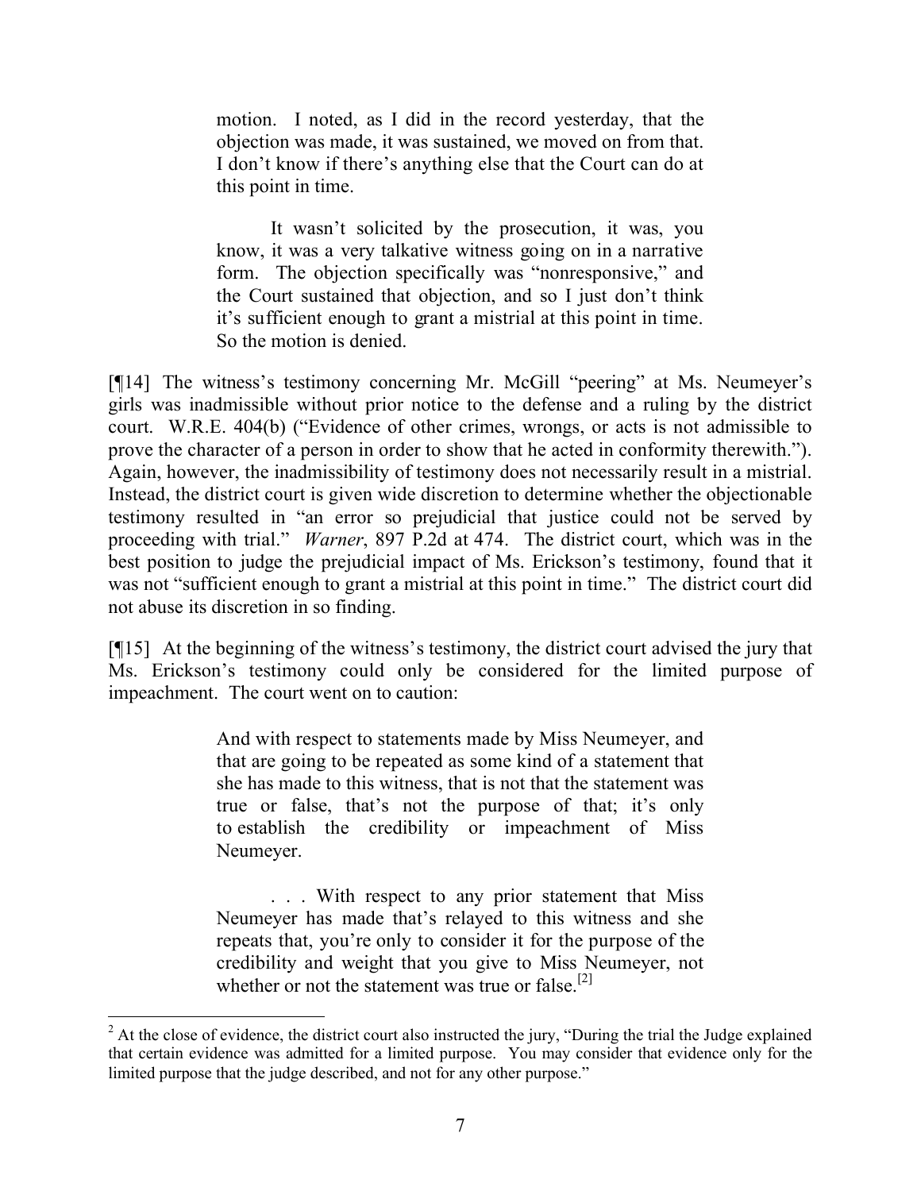> motion. I noted, as I did in the record yesterday, that the objection was made, it was sustained, we moved on from that. I don't know if there's anything else that the Court can do at this point in time.
>
> It wasn't solicited by the prosecution, it was, you know, it was a very talkative witness going on in a narrative form. The objection specifically was "nonresponsive," and the Court sustained that objection, and so I just don't think it's sufficient enough to grant a mistrial at this point in time. So the motion is denied.

[¶14] The witness's testimony concerning Mr. McGill "peering" at Ms. Neumeyer's girls was inadmissible without prior notice to the defense and a ruling by the district court. W.R.E. 404(b) ("Evidence of other crimes, wrongs, or acts is not admissible to prove the character of a person in order to show that he acted in conformity therewith."). Again, however, the inadmissibility of testimony does not necessarily result in a mistrial. Instead, the district court is given wide discretion to determine whether the objectionable testimony resulted in "an error so prejudicial that justice could not be served by proceeding with trial." *Warner*, 897 P.2d at 474. The district court, which was in the best position to judge the prejudicial impact of Ms. Erickson's testimony, found that it was not "sufficient enough to grant a mistrial at this point in time." The district court did not abuse its discretion in so finding.

[¶15] At the beginning of the witness's testimony, the district court advised the jury that Ms. Erickson's testimony could only be considered for the limited purpose of impeachment. The court went on to caution:

> And with respect to statements made by Miss Neumeyer, and that are going to be repeated as some kind of a statement that she has made to this witness, that is not that the statement was true or false, that's not the purpose of that; it's only to establish the credibility or impeachment of Miss Neumeyer.
>
> . . . With respect to any prior statement that Miss Neumeyer has made that's relayed to this witness and she repeats that, you're only to consider it for the purpose of the credibility and weight that you give to Miss Neumeyer, not whether or not the statement was true or false.[2]

[2] At the close of evidence, the district court also instructed the jury, "During the trial the Judge explained that certain evidence was admitted for a limited purpose. You may consider that evidence only for the limited purpose that the judge described, and not for any other purpose."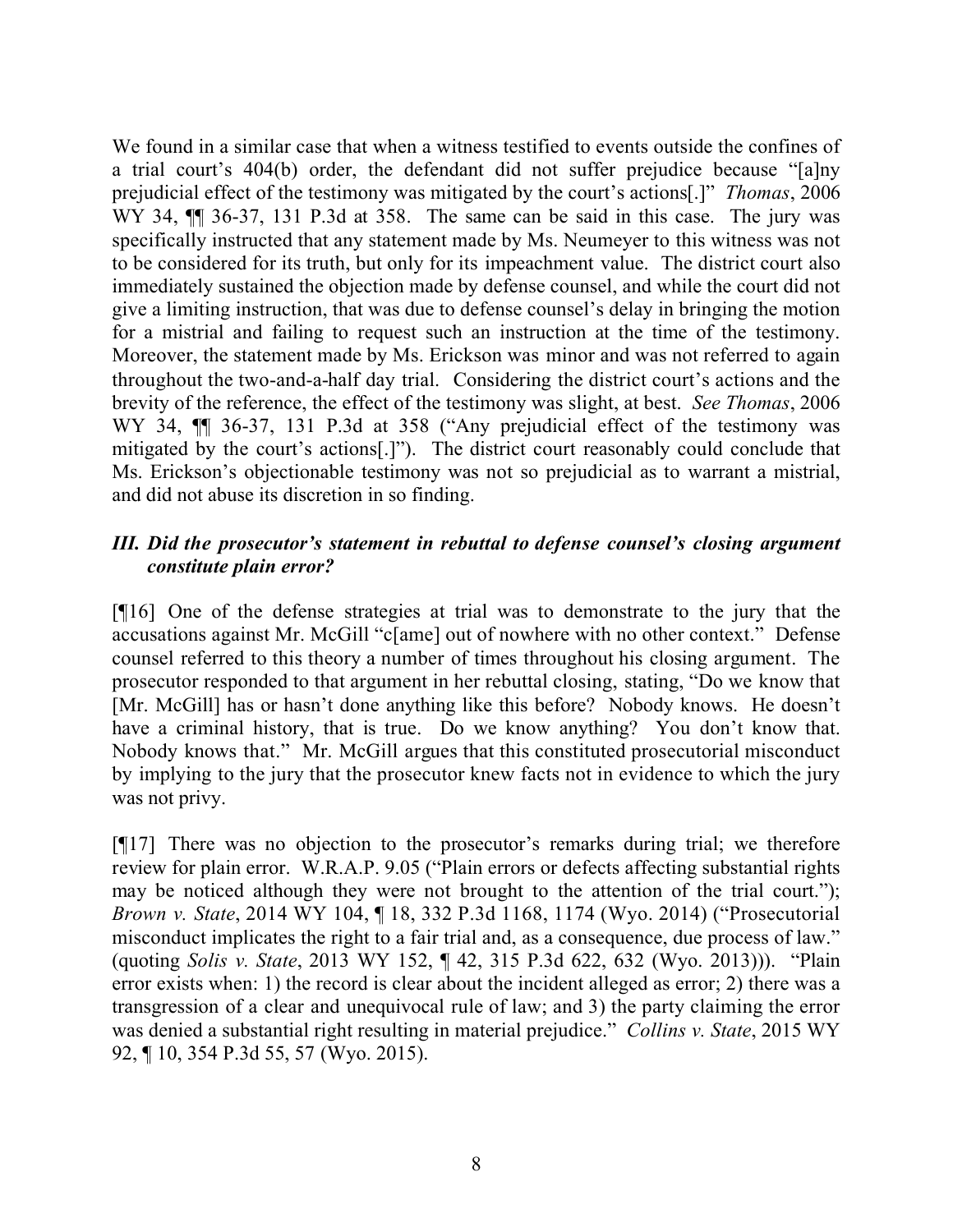We found in a similar case that when a witness testified to events outside the confines of a trial court's 404(b) order, the defendant did not suffer prejudice because "[a]ny prejudicial effect of the testimony was mitigated by the court's actions[.]" *Thomas*, 2006 WY 34, ¶¶ 36-37, 131 P.3d at 358. The same can be said in this case. The jury was specifically instructed that any statement made by Ms. Neumeyer to this witness was not to be considered for its truth, but only for its impeachment value. The district court also immediately sustained the objection made by defense counsel, and while the court did not give a limiting instruction, that was due to defense counsel's delay in bringing the motion for a mistrial and failing to request such an instruction at the time of the testimony. Moreover, the statement made by Ms. Erickson was minor and was not referred to again throughout the two-and-a-half day trial. Considering the district court's actions and the brevity of the reference, the effect of the testimony was slight, at best. *See Thomas*, 2006 WY 34, ¶¶ 36-37, 131 P.3d at 358 ("Any prejudicial effect of the testimony was mitigated by the court's actions[.]"). The district court reasonably could conclude that Ms. Erickson's objectionable testimony was not so prejudicial as to warrant a mistrial, and did not abuse its discretion in so finding.

### *III. Did the prosecutor's statement in rebuttal to defense counsel's closing argument constitute plain error?*

[¶16] One of the defense strategies at trial was to demonstrate to the jury that the accusations against Mr. McGill "c[ame] out of nowhere with no other context." Defense counsel referred to this theory a number of times throughout his closing argument. The prosecutor responded to that argument in her rebuttal closing, stating, "Do we know that [Mr. McGill] has or hasn't done anything like this before? Nobody knows. He doesn't have a criminal history, that is true. Do we know anything? You don't know that. Nobody knows that." Mr. McGill argues that this constituted prosecutorial misconduct by implying to the jury that the prosecutor knew facts not in evidence to which the jury was not privy.

[¶17] There was no objection to the prosecutor's remarks during trial; we therefore review for plain error. W.R.A.P. 9.05 ("Plain errors or defects affecting substantial rights may be noticed although they were not brought to the attention of the trial court."); *Brown v. State*, 2014 WY 104, ¶ 18, 332 P.3d 1168, 1174 (Wyo. 2014) ("Prosecutorial misconduct implicates the right to a fair trial and, as a consequence, due process of law." (quoting *Solis v. State*, 2013 WY 152, ¶ 42, 315 P.3d 622, 632 (Wyo. 2013))). "Plain error exists when: 1) the record is clear about the incident alleged as error; 2) there was a transgression of a clear and unequivocal rule of law; and 3) the party claiming the error was denied a substantial right resulting in material prejudice." *Collins v. State*, 2015 WY 92, ¶ 10, 354 P.3d 55, 57 (Wyo. 2015).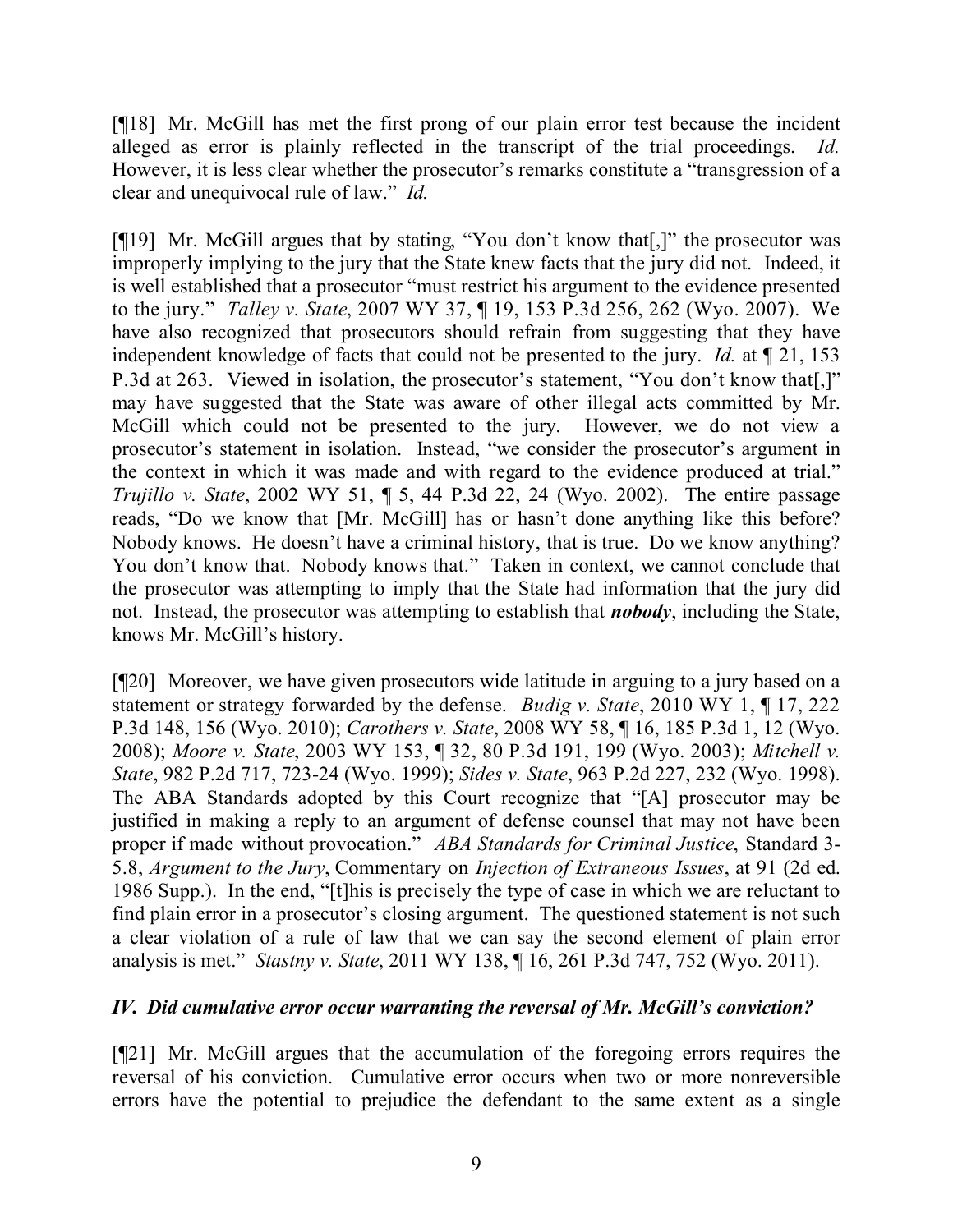[¶18] Mr. McGill has met the first prong of our plain error test because the incident alleged as error is plainly reflected in the transcript of the trial proceedings. *Id.* However, it is less clear whether the prosecutor's remarks constitute a "transgression of a clear and unequivocal rule of law." *Id.*

[¶19] Mr. McGill argues that by stating, "You don't know that[,]" the prosecutor was improperly implying to the jury that the State knew facts that the jury did not. Indeed, it is well established that a prosecutor "must restrict his argument to the evidence presented to the jury." *Talley v. State*, 2007 WY 37, ¶ 19, 153 P.3d 256, 262 (Wyo. 2007). We have also recognized that prosecutors should refrain from suggesting that they have independent knowledge of facts that could not be presented to the jury. *Id.* at ¶ 21, 153 P.3d at 263. Viewed in isolation, the prosecutor's statement, "You don't know that[,]" may have suggested that the State was aware of other illegal acts committed by Mr. McGill which could not be presented to the jury. However, we do not view a prosecutor's statement in isolation. Instead, "we consider the prosecutor's argument in the context in which it was made and with regard to the evidence produced at trial." *Trujillo v. State*, 2002 WY 51, ¶ 5, 44 P.3d 22, 24 (Wyo. 2002). The entire passage reads, "Do we know that [Mr. McGill] has or hasn't done anything like this before? Nobody knows. He doesn't have a criminal history, that is true. Do we know anything? You don't know that. Nobody knows that." Taken in context, we cannot conclude that the prosecutor was attempting to imply that the State had information that the jury did not. Instead, the prosecutor was attempting to establish that ***nobody***, including the State, knows Mr. McGill's history.

[¶20] Moreover, we have given prosecutors wide latitude in arguing to a jury based on a statement or strategy forwarded by the defense. *Budig v. State*, 2010 WY 1, ¶ 17, 222 P.3d 148, 156 (Wyo. 2010); *Carothers v. State*, 2008 WY 58, ¶ 16, 185 P.3d 1, 12 (Wyo. 2008); *Moore v. State*, 2003 WY 153, ¶ 32, 80 P.3d 191, 199 (Wyo. 2003); *Mitchell v. State*, 982 P.2d 717, 723-24 (Wyo. 1999); *Sides v. State*, 963 P.2d 227, 232 (Wyo. 1998). The ABA Standards adopted by this Court recognize that "[A] prosecutor may be justified in making a reply to an argument of defense counsel that may not have been proper if made without provocation." *ABA Standards for Criminal Justice*, Standard 3-5.8, *Argument to the Jury*, Commentary on *Injection of Extraneous Issues*, at 91 (2d ed. 1986 Supp.). In the end, "[t]his is precisely the type of case in which we are reluctant to find plain error in a prosecutor's closing argument. The questioned statement is not such a clear violation of a rule of law that we can say the second element of plain error analysis is met." *Stastny v. State*, 2011 WY 138, ¶ 16, 261 P.3d 747, 752 (Wyo. 2011).

### *IV. Did cumulative error occur warranting the reversal of Mr. McGill's conviction?*

[¶21] Mr. McGill argues that the accumulation of the foregoing errors requires the reversal of his conviction. Cumulative error occurs when two or more nonreversible errors have the potential to prejudice the defendant to the same extent as a single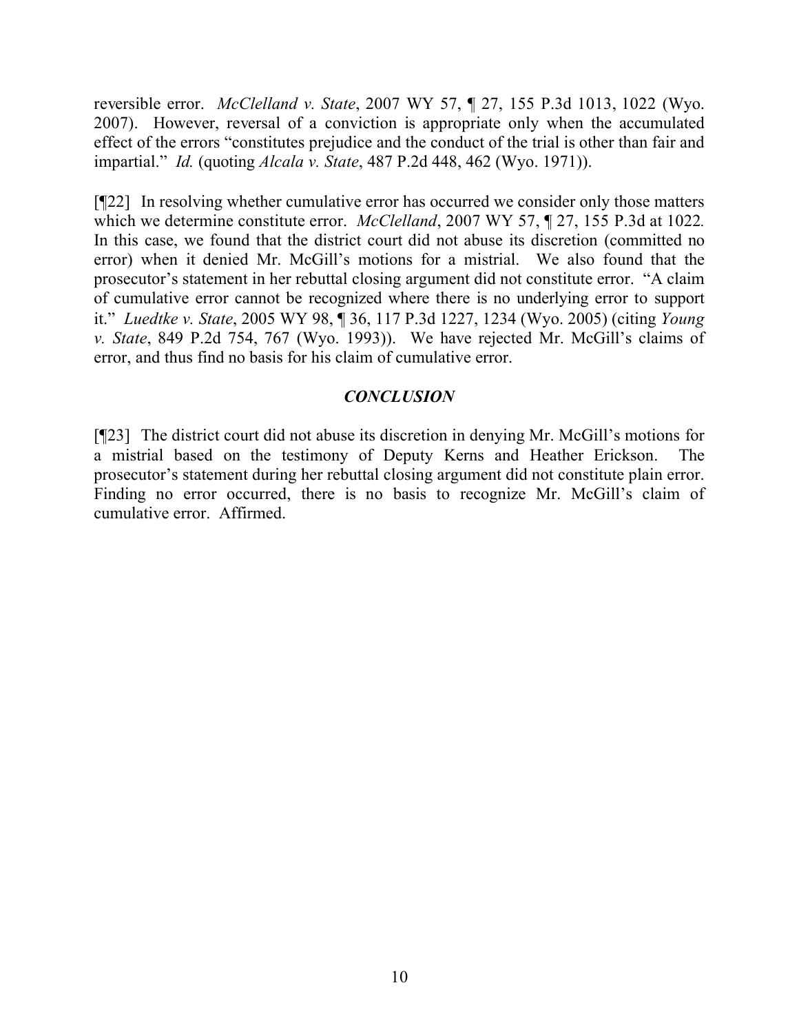reversible error. *McClelland v. State*, 2007 WY 57, ¶ 27, 155 P.3d 1013, 1022 (Wyo. 2007). However, reversal of a conviction is appropriate only when the accumulated effect of the errors "constitutes prejudice and the conduct of the trial is other than fair and impartial." *Id.* (quoting *Alcala v. State*, 487 P.2d 448, 462 (Wyo. 1971)).

[¶22] In resolving whether cumulative error has occurred we consider only those matters which we determine constitute error. *McClelland*, 2007 WY 57, ¶ 27, 155 P.3d at 1022*.* In this case, we found that the district court did not abuse its discretion (committed no error) when it denied Mr. McGill's motions for a mistrial. We also found that the prosecutor's statement in her rebuttal closing argument did not constitute error. "A claim of cumulative error cannot be recognized where there is no underlying error to support it." *Luedtke v. State*, 2005 WY 98, ¶ 36, 117 P.3d 1227, 1234 (Wyo. 2005) (citing *Young v. State*, 849 P.2d 754, 767 (Wyo. 1993)). We have rejected Mr. McGill's claims of error, and thus find no basis for his claim of cumulative error.

## ***CONCLUSION***

[¶23] The district court did not abuse its discretion in denying Mr. McGill's motions for a mistrial based on the testimony of Deputy Kerns and Heather Erickson. The prosecutor's statement during her rebuttal closing argument did not constitute plain error. Finding no error occurred, there is no basis to recognize Mr. McGill's claim of cumulative error. Affirmed.